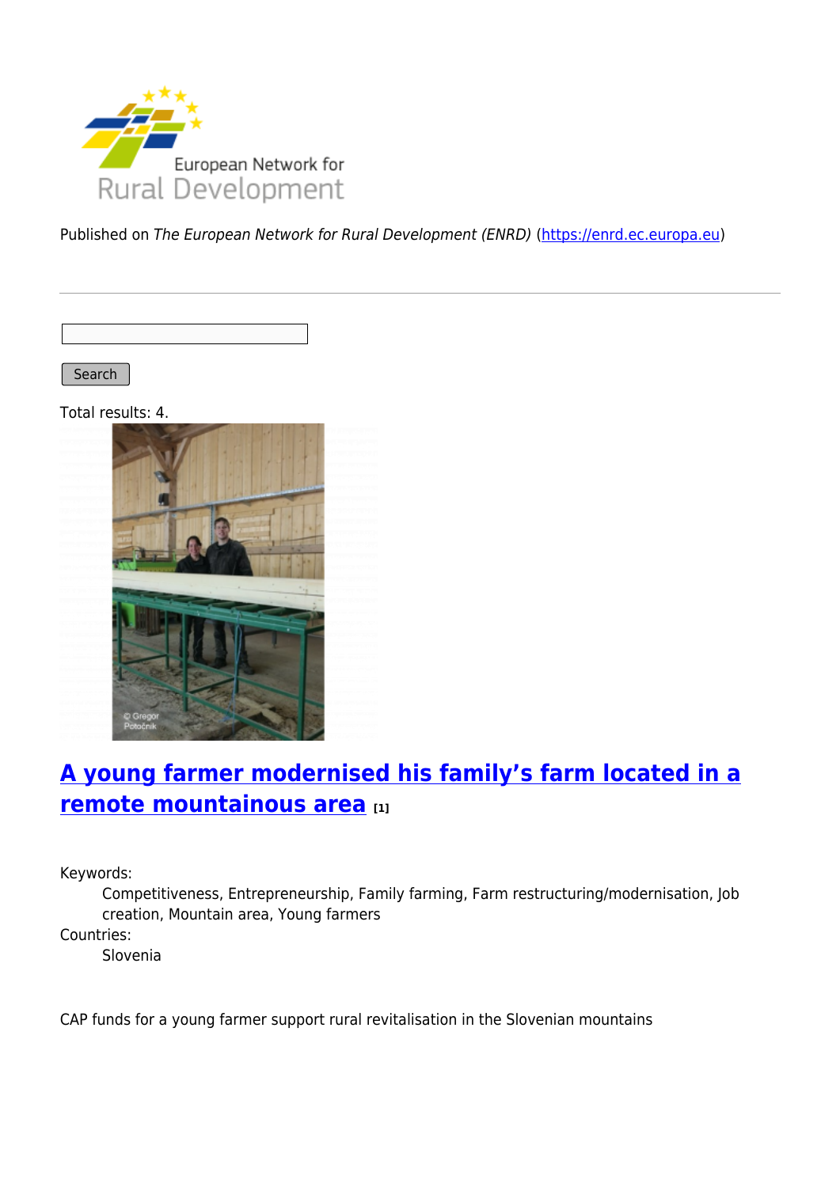Published on *The European Network for Rural Development (ENRD)* (https://enrd.ec.europa.eu)

Search

Total results: 4.

## A young farmer modernised his family's farm located in a remote mountainous area [1]

Keywords:
: Competitiveness, Entrepreneurship, Family farming, Farm restructuring/modernisation, Job creation, Mountain area, Young farmers

Countries:
: Slovenia

CAP funds for a young farmer support rural revitalisation in the Slovenian mountains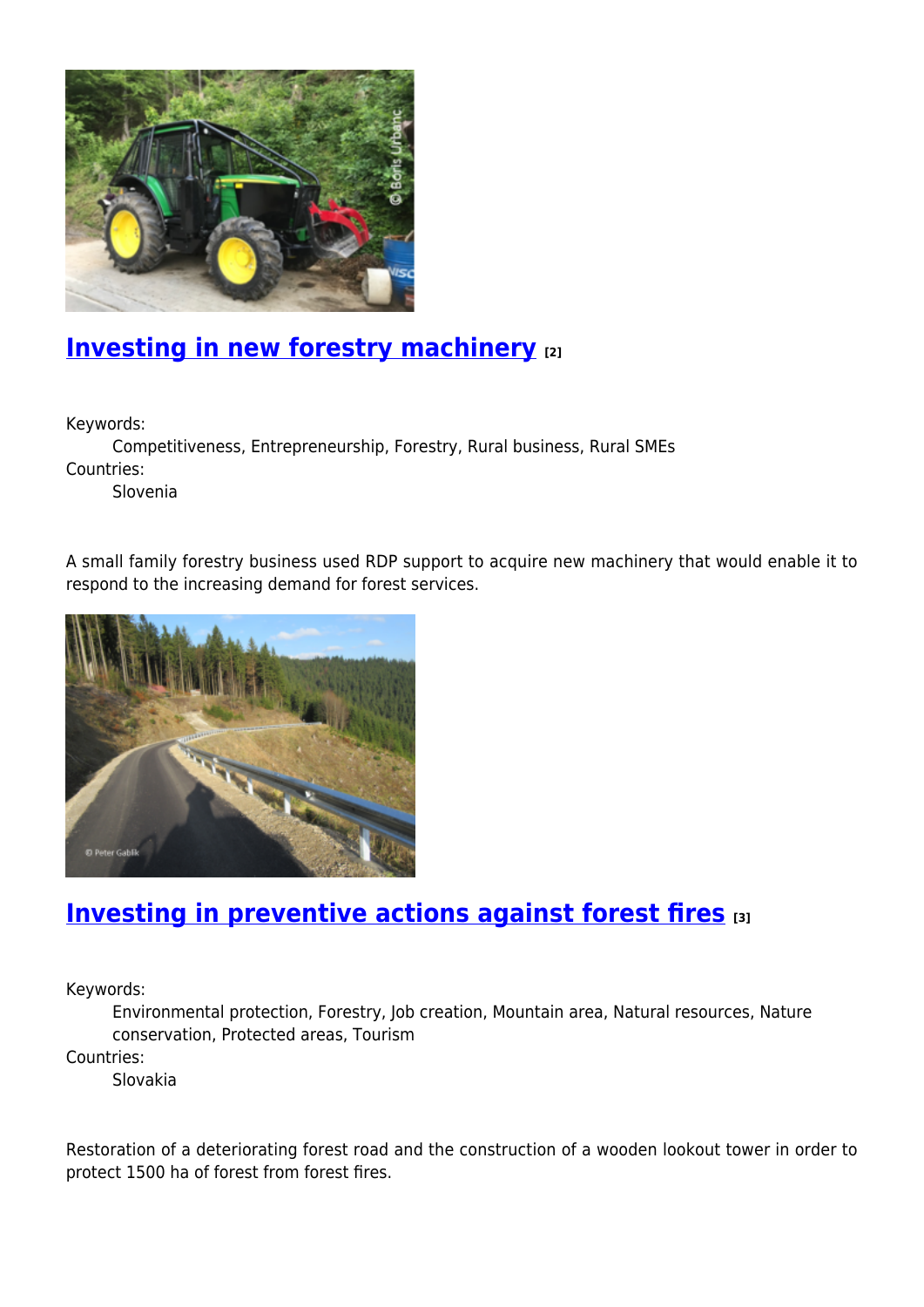## Investing in new forestry machinery [2]

Keywords:
: Competitiveness, Entrepreneurship, Forestry, Rural business, Rural SMEs

Countries:
: Slovenia

A small family forestry business used RDP support to acquire new machinery that would enable it to respond to the increasing demand for forest services.

## Investing in preventive actions against forest fires [3]

Keywords:
: Environmental protection, Forestry, Job creation, Mountain area, Natural resources, Nature conservation, Protected areas, Tourism

Countries:
: Slovakia

Restoration of a deteriorating forest road and the construction of a wooden lookout tower in order to protect 1500 ha of forest from forest fires.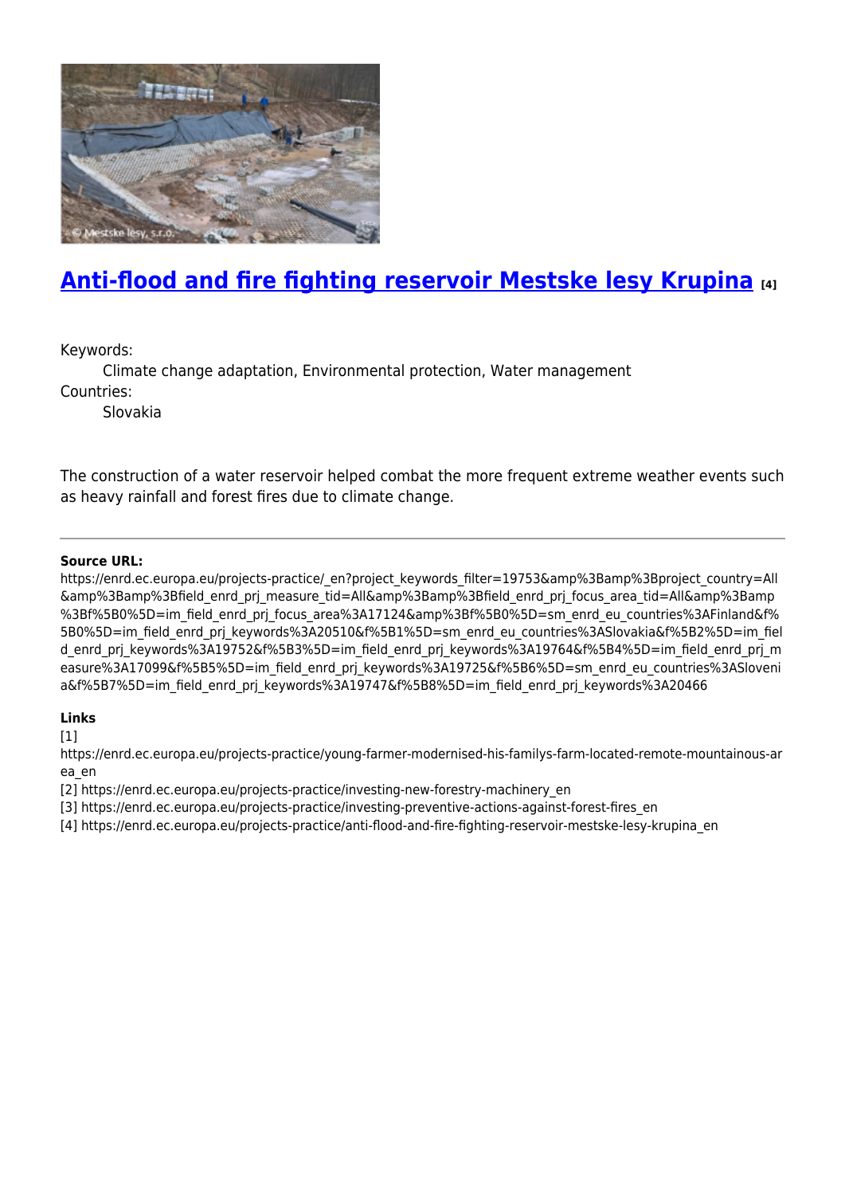## Anti-flood and fire fighting reservoir Mestske lesy Krupina [4]

Keywords:
  Climate change adaptation, Environmental protection, Water management
Countries:
  Slovakia

The construction of a water reservoir helped combat the more frequent extreme weather events such as heavy rainfall and forest fires due to climate change.

---

**Source URL:**
https://enrd.ec.europa.eu/projects-practice/_en?project_keywords_filter=19753&amp%3Bamp%3Bproject_country=All&amp%3Bamp%3Bfield_enrd_prj_measure_tid=All&amp%3Bamp%3Bfield_enrd_prj_focus_area_tid=All&amp%3Bamp%3Bf%5B0%5D=im_field_enrd_prj_focus_area%3A17124&amp%3Bf%5B0%5D=sm_enrd_eu_countries%3AFinland&f%5B0%5D=im_field_enrd_prj_keywords%3A20510&f%5B1%5D=sm_enrd_eu_countries%3ASlovakia&f%5B2%5D=im_field_enrd_prj_keywords%3A19752&f%5B3%5D=im_field_enrd_prj_keywords%3A19764&f%5B4%5D=im_field_enrd_prj_measure%3A17099&f%5B5%5D=im_field_enrd_prj_keywords%3A19725&f%5B6%5D=sm_enrd_eu_countries%3ASlovenia&f%5B7%5D=im_field_enrd_prj_keywords%3A19747&f%5B8%5D=im_field_enrd_prj_keywords%3A20466

**Links**
[1] https://enrd.ec.europa.eu/projects-practice/young-farmer-modernised-his-familys-farm-located-remote-mountainous-area_en
[2] https://enrd.ec.europa.eu/projects-practice/investing-new-forestry-machinery_en
[3] https://enrd.ec.europa.eu/projects-practice/investing-preventive-actions-against-forest-fires_en
[4] https://enrd.ec.europa.eu/projects-practice/anti-flood-and-fire-fighting-reservoir-mestske-lesy-krupina_en